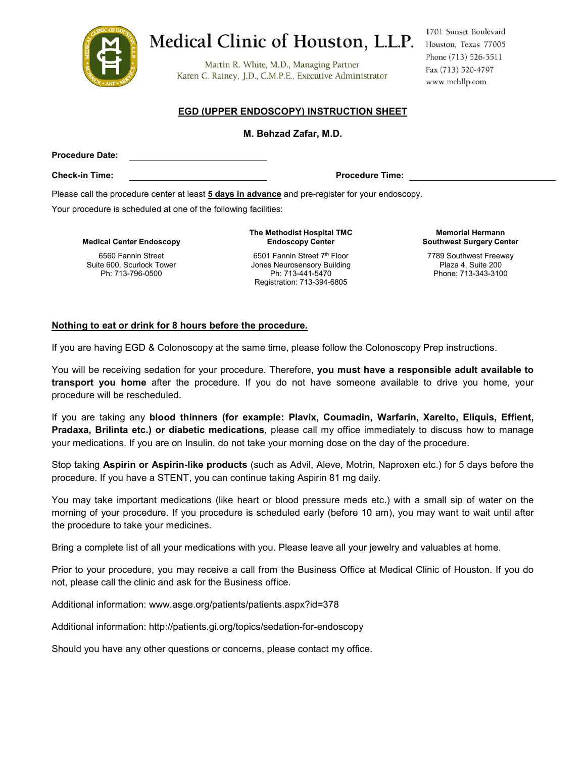# Medical Clinic of Houston, L.L.P.

Martin R. White, M.D., Managing Partner
Karen C. Rainey, J.D., C.M.P.E., Executive Administrator

1701 Sunset Boulevard
Houston, Texas 77005
Phone (713) 526-5511
Fax (713) 520-4797
www.mchllp.com

## EGD (UPPER ENDOSCOPY) INSTRUCTION SHEET

**M. Behzad Zafar, M.D.**

**Procedure Date:** ______________________

**Check-in Time:** ______________________ **Procedure Time:** ______________________

Please call the procedure center at least **5 days in advance** and pre-register for your endoscopy.

Your procedure is scheduled at one of the following facilities:

| Medical Center Endoscopy | The Methodist Hospital TMC Endoscopy Center | Memorial Hermann Southwest Surgery Center |
|---|---|---|
| 6560 Fannin Street<br>Suite 600, Scurlock Tower<br>Ph: 713-796-0500 | 6501 Fannin Street 7th Floor<br>Jones Neurosensory Building<br>Ph: 713-441-5470<br>Registration: 713-394-6805 | 7789 Southwest Freeway<br>Plaza 4, Suite 200<br>Phone: 713-343-3100 |

**Nothing to eat or drink for 8 hours before the procedure.**

If you are having EGD & Colonoscopy at the same time, please follow the Colonoscopy Prep instructions.

You will be receiving sedation for your procedure. Therefore, **you must have a responsible adult available to transport you home** after the procedure. If you do not have someone available to drive you home, your procedure will be rescheduled.

If you are taking any **blood thinners (for example: Plavix, Coumadin, Warfarin, Xarelto, Eliquis, Effient, Pradaxa, Brilinta etc.) or diabetic medications**, please call my office immediately to discuss how to manage your medications. If you are on Insulin, do not take your morning dose on the day of the procedure.

Stop taking **Aspirin or Aspirin-like products** (such as Advil, Aleve, Motrin, Naproxen etc.) for 5 days before the procedure. If you have a STENT, you can continue taking Aspirin 81 mg daily.

You may take important medications (like heart or blood pressure meds etc.) with a small sip of water on the morning of your procedure. If you procedure is scheduled early (before 10 am), you may want to wait until after the procedure to take your medicines.

Bring a complete list of all your medications with you. Please leave all your jewelry and valuables at home.

Prior to your procedure, you may receive a call from the Business Office at Medical Clinic of Houston. If you do not, please call the clinic and ask for the Business office.

Additional information: www.asge.org/patients/patients.aspx?id=378

Additional information: http://patients.gi.org/topics/sedation-for-endoscopy

Should you have any other questions or concerns, please contact my office.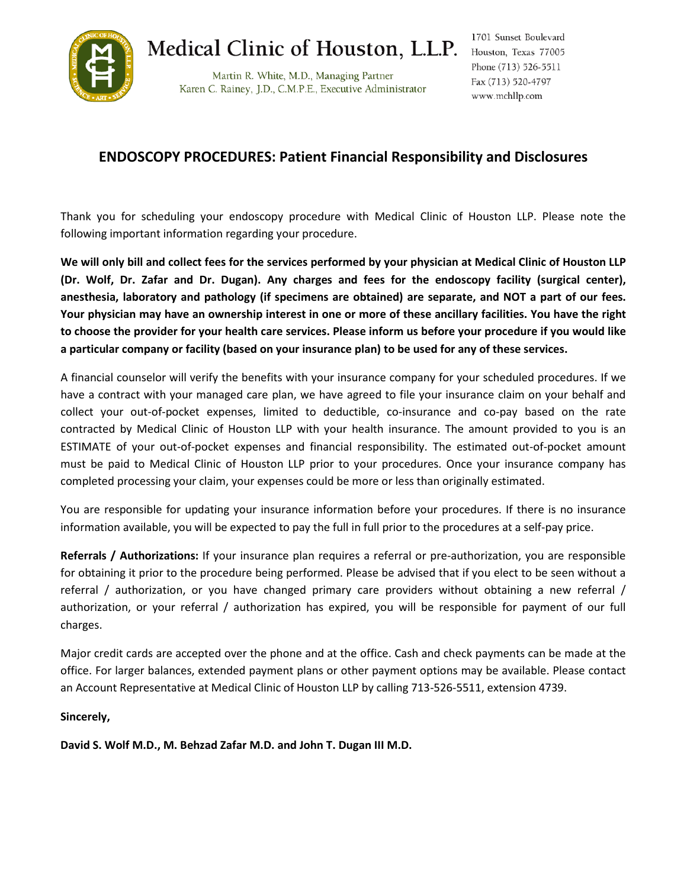# Medical Clinic of Houston, L.L.P.

Martin R. White, M.D., Managing Partner
Karen C. Rainey, J.D., C.M.P.E., Executive Administrator

1701 Sunset Boulevard
Houston, Texas 77005
Phone (713) 526-5511
Fax (713) 520-4797
www.mchllp.com

## ENDOSCOPY PROCEDURES: Patient Financial Responsibility and Disclosures

Thank you for scheduling your endoscopy procedure with Medical Clinic of Houston LLP. Please note the following important information regarding your procedure.

**We will only bill and collect fees for the services performed by your physician at Medical Clinic of Houston LLP (Dr. Wolf, Dr. Zafar and Dr. Dugan). Any charges and fees for the endoscopy facility (surgical center), anesthesia, laboratory and pathology (if specimens are obtained) are separate, and NOT a part of our fees. Your physician may have an ownership interest in one or more of these ancillary facilities. You have the right to choose the provider for your health care services. Please inform us before your procedure if you would like a particular company or facility (based on your insurance plan) to be used for any of these services.**

A financial counselor will verify the benefits with your insurance company for your scheduled procedures. If we have a contract with your managed care plan, we have agreed to file your insurance claim on your behalf and collect your out-of-pocket expenses, limited to deductible, co-insurance and co-pay based on the rate contracted by Medical Clinic of Houston LLP with your health insurance. The amount provided to you is an ESTIMATE of your out-of-pocket expenses and financial responsibility. The estimated out-of-pocket amount must be paid to Medical Clinic of Houston LLP prior to your procedures. Once your insurance company has completed processing your claim, your expenses could be more or less than originally estimated.

You are responsible for updating your insurance information before your procedures. If there is no insurance information available, you will be expected to pay the full in full prior to the procedures at a self-pay price.

**Referrals / Authorizations:** If your insurance plan requires a referral or pre-authorization, you are responsible for obtaining it prior to the procedure being performed. Please be advised that if you elect to be seen without a referral / authorization, or you have changed primary care providers without obtaining a new referral / authorization, or your referral / authorization has expired, you will be responsible for payment of our full charges.

Major credit cards are accepted over the phone and at the office. Cash and check payments can be made at the office. For larger balances, extended payment plans or other payment options may be available. Please contact an Account Representative at Medical Clinic of Houston LLP by calling 713-526-5511, extension 4739.

**Sincerely,**

**David S. Wolf M.D., M. Behzad Zafar M.D. and John T. Dugan III M.D.**